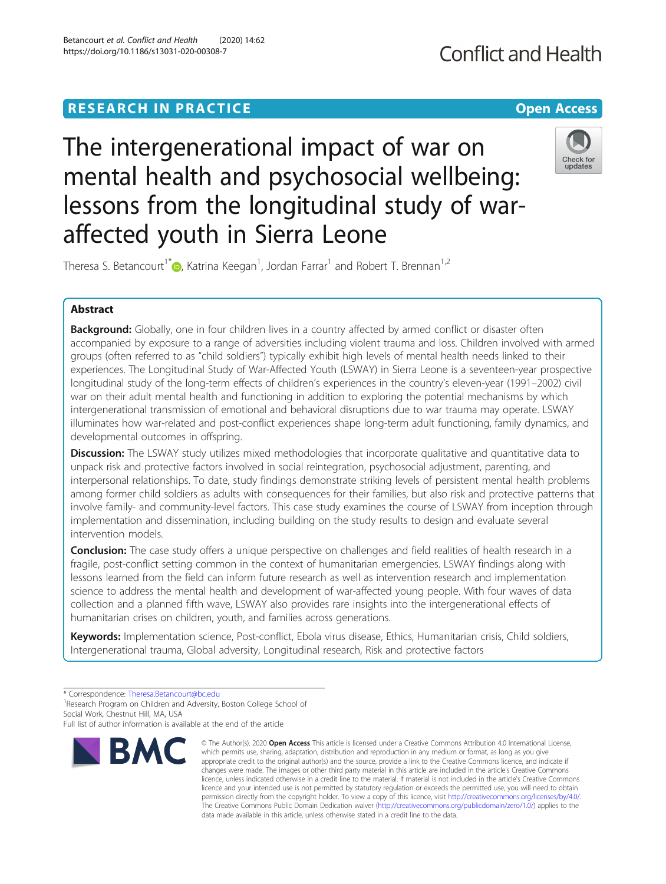RESEARCH IN PRACTICE

Open Access

# The intergenerational impact of war on mental health and psychosocial wellbeing: lessons from the longitudinal study of war-affected youth in Sierra Leone

Theresa S. Betancourt[1*], Katrina Keegan[1], Jordan Farrar[1] and Robert T. Brennan[1,2]

## Abstract

**Background:** Globally, one in four children lives in a country affected by armed conflict or disaster often accompanied by exposure to a range of adversities including violent trauma and loss. Children involved with armed groups (often referred to as "child soldiers") typically exhibit high levels of mental health needs linked to their experiences. The Longitudinal Study of War-Affected Youth (LSWAY) in Sierra Leone is a seventeen-year prospective longitudinal study of the long-term effects of children's experiences in the country's eleven-year (1991–2002) civil war on their adult mental health and functioning in addition to exploring the potential mechanisms by which intergenerational transmission of emotional and behavioral disruptions due to war trauma may operate. LSWAY illuminates how war-related and post-conflict experiences shape long-term adult functioning, family dynamics, and developmental outcomes in offspring.

**Discussion:** The LSWAY study utilizes mixed methodologies that incorporate qualitative and quantitative data to unpack risk and protective factors involved in social reintegration, psychosocial adjustment, parenting, and interpersonal relationships. To date, study findings demonstrate striking levels of persistent mental health problems among former child soldiers as adults with consequences for their families, but also risk and protective patterns that involve family- and community-level factors. This case study examines the course of LSWAY from inception through implementation and dissemination, including building on the study results to design and evaluate several intervention models.

**Conclusion:** The case study offers a unique perspective on challenges and field realities of health research in a fragile, post-conflict setting common in the context of humanitarian emergencies. LSWAY findings along with lessons learned from the field can inform future research as well as intervention research and implementation science to address the mental health and development of war-affected young people. With four waves of data collection and a planned fifth wave, LSWAY also provides rare insights into the intergenerational effects of humanitarian crises on children, youth, and families across generations.

**Keywords:** Implementation science, Post-conflict, Ebola virus disease, Ethics, Humanitarian crisis, Child soldiers, Intergenerational trauma, Global adversity, Longitudinal research, Risk and protective factors

* Correspondence: Theresa.Betancourt@bc.edu
[1]Research Program on Children and Adversity, Boston College School of Social Work, Chestnut Hill, MA, USA
Full list of author information is available at the end of the article

© The Author(s). 2020 **Open Access** This article is licensed under a Creative Commons Attribution 4.0 International License, which permits use, sharing, adaptation, distribution and reproduction in any medium or format, as long as you give appropriate credit to the original author(s) and the source, provide a link to the Creative Commons licence, and indicate if changes were made. The images or other third party material in this article are included in the article's Creative Commons licence, unless indicated otherwise in a credit line to the material. If material is not included in the article's Creative Commons licence and your intended use is not permitted by statutory regulation or exceeds the permitted use, you will need to obtain permission directly from the copyright holder. To view a copy of this licence, visit http://creativecommons.org/licenses/by/4.0/. The Creative Commons Public Domain Dedication waiver (http://creativecommons.org/publicdomain/zero/1.0/) applies to the data made available in this article, unless otherwise stated in a credit line to the data.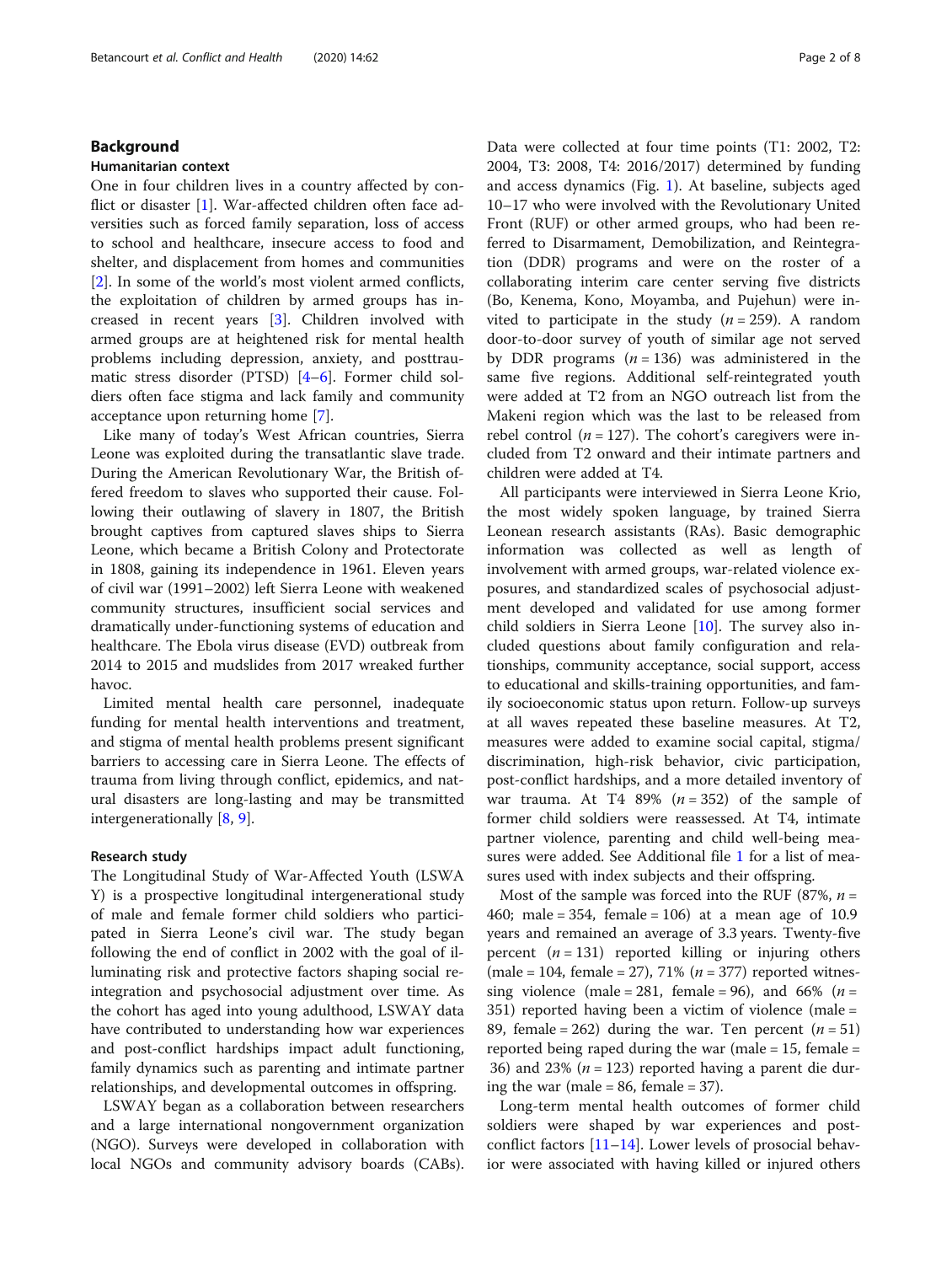## Background

### Humanitarian context

One in four children lives in a country affected by conflict or disaster [1]. War-affected children often face adversities such as forced family separation, loss of access to school and healthcare, insecure access to food and shelter, and displacement from homes and communities [2]. In some of the world's most violent armed conflicts, the exploitation of children by armed groups has increased in recent years [3]. Children involved with armed groups are at heightened risk for mental health problems including depression, anxiety, and posttraumatic stress disorder (PTSD) [4–6]. Former child soldiers often face stigma and lack family and community acceptance upon returning home [7].

Like many of today's West African countries, Sierra Leone was exploited during the transatlantic slave trade. During the American Revolutionary War, the British offered freedom to slaves who supported their cause. Following their outlawing of slavery in 1807, the British brought captives from captured slaves ships to Sierra Leone, which became a British Colony and Protectorate in 1808, gaining its independence in 1961. Eleven years of civil war (1991–2002) left Sierra Leone with weakened community structures, insufficient social services and dramatically under-functioning systems of education and healthcare. The Ebola virus disease (EVD) outbreak from 2014 to 2015 and mudslides from 2017 wreaked further havoc.

Limited mental health care personnel, inadequate funding for mental health interventions and treatment, and stigma of mental health problems present significant barriers to accessing care in Sierra Leone. The effects of trauma from living through conflict, epidemics, and natural disasters are long-lasting and may be transmitted intergenerationally [8, 9].

### Research study

The Longitudinal Study of War-Affected Youth (LSWAY) is a prospective longitudinal intergenerational study of male and female former child soldiers who participated in Sierra Leone's civil war. The study began following the end of conflict in 2002 with the goal of illuminating risk and protective factors shaping social reintegration and psychosocial adjustment over time. As the cohort has aged into young adulthood, LSWAY data have contributed to understanding how war experiences and post-conflict hardships impact adult functioning, family dynamics such as parenting and intimate partner relationships, and developmental outcomes in offspring.

LSWAY began as a collaboration between researchers and a large international nongovernment organization (NGO). Surveys were developed in collaboration with local NGOs and community advisory boards (CABs). Data were collected at four time points (T1: 2002, T2: 2004, T3: 2008, T4: 2016/2017) determined by funding and access dynamics (Fig. 1). At baseline, subjects aged 10–17 who were involved with the Revolutionary United Front (RUF) or other armed groups, who had been referred to Disarmament, Demobilization, and Reintegration (DDR) programs and were on the roster of a collaborating interim care center serving five districts (Bo, Kenema, Kono, Moyamba, and Pujehun) were invited to participate in the study ($n = 259$). A random door-to-door survey of youth of similar age not served by DDR programs ($n = 136$) was administered in the same five regions. Additional self-reintegrated youth were added at T2 from an NGO outreach list from the Makeni region which was the last to be released from rebel control ($n = 127$). The cohort's caregivers were included from T2 onward and their intimate partners and children were added at T4.

All participants were interviewed in Sierra Leone Krio, the most widely spoken language, by trained Sierra Leonean research assistants (RAs). Basic demographic information was collected as well as length of involvement with armed groups, war-related violence exposures, and standardized scales of psychosocial adjustment developed and validated for use among former child soldiers in Sierra Leone [10]. The survey also included questions about family configuration and relationships, community acceptance, social support, access to educational and skills-training opportunities, and family socioeconomic status upon return. Follow-up surveys at all waves repeated these baseline measures. At T2, measures were added to examine social capital, stigma/discrimination, high-risk behavior, civic participation, post-conflict hardships, and a more detailed inventory of war trauma. At T4 89% ($n = 352$) of the sample of former child soldiers were reassessed. At T4, intimate partner violence, parenting and child well-being measures were added. See Additional file 1 for a list of measures used with index subjects and their offspring.

Most of the sample was forced into the RUF (87%, $n = 460$; male = 354, female = 106) at a mean age of 10.9 years and remained an average of 3.3 years. Twenty-five percent ($n = 131$) reported killing or injuring others (male = 104, female = 27), 71% ($n = 377$) reported witnessing violence (male = 281, female = 96), and 66% ($n = 351$) reported having been a victim of violence (male = 89, female = 262) during the war. Ten percent ($n = 51$) reported being raped during the war (male = 15, female = 36) and 23% ($n = 123$) reported having a parent die during the war (male = 86, female = 37).

Long-term mental health outcomes of former child soldiers were shaped by war experiences and post-conflict factors [11–14]. Lower levels of prosocial behavior were associated with having killed or injured others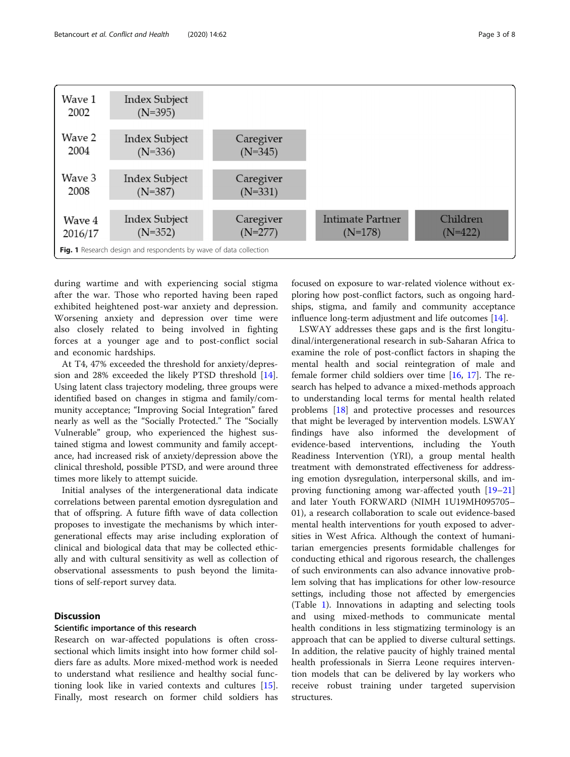| Wave | Index Subject | Caregiver | Intimate Partner | Children |
|---|---|---|---|---|
| Wave 1 2002 | Index Subject (N=395) | | | |
| Wave 2 2004 | Index Subject (N=336) | Caregiver (N=345) | | |
| Wave 3 2008 | Index Subject (N=387) | Caregiver (N=331) | | |
| Wave 4 2016/17 | Index Subject (N=352) | Caregiver (N=277) | Intimate Partner (N=178) | Children (N=422) |

**Fig. 1** Research design and respondents by wave of data collection

during wartime and with experiencing social stigma after the war. Those who reported having been raped exhibited heightened post-war anxiety and depression. Worsening anxiety and depression over time were also closely related to being involved in fighting forces at a younger age and to post-conflict social and economic hardships.

At T4, 47% exceeded the threshold for anxiety/depression and 28% exceeded the likely PTSD threshold [14]. Using latent class trajectory modeling, three groups were identified based on changes in stigma and family/community acceptance; "Improving Social Integration" fared nearly as well as the "Socially Protected." The "Socially Vulnerable" group, who experienced the highest sustained stigma and lowest community and family acceptance, had increased risk of anxiety/depression above the clinical threshold, possible PTSD, and were around three times more likely to attempt suicide.

Initial analyses of the intergenerational data indicate correlations between parental emotion dysregulation and that of offspring. A future fifth wave of data collection proposes to investigate the mechanisms by which intergenerational effects may arise including exploration of clinical and biological data that may be collected ethically and with cultural sensitivity as well as collection of observational assessments to push beyond the limitations of self-report survey data.

## Discussion

### Scientific importance of this research

Research on war-affected populations is often cross-sectional which limits insight into how former child soldiers fare as adults. More mixed-method work is needed to understand what resilience and healthy social functioning look like in varied contexts and cultures [15]. Finally, most research on former child soldiers has focused on exposure to war-related violence without exploring how post-conflict factors, such as ongoing hardships, stigma, and family and community acceptance influence long-term adjustment and life outcomes [14].

LSWAY addresses these gaps and is the first longitudinal/intergenerational research in sub-Saharan Africa to examine the role of post-conflict factors in shaping the mental health and social reintegration of male and female former child soldiers over time [16, 17]. The research has helped to advance a mixed-methods approach to understanding local terms for mental health related problems [18] and protective processes and resources that might be leveraged by intervention models. LSWAY findings have also informed the development of evidence-based interventions, including the Youth Readiness Intervention (YRI), a group mental health treatment with demonstrated effectiveness for addressing emotion dysregulation, interpersonal skills, and improving functioning among war-affected youth [19–21] and later Youth FORWARD (NIMH 1U19MH095705–01), a research collaboration to scale out evidence-based mental health interventions for youth exposed to adversities in West Africa. Although the context of humanitarian emergencies presents formidable challenges for conducting ethical and rigorous research, the challenges of such environments can also advance innovative problem solving that has implications for other low-resource settings, including those not affected by emergencies (Table 1). Innovations in adapting and selecting tools and using mixed-methods to communicate mental health conditions in less stigmatizing terminology is an approach that can be applied to diverse cultural settings. In addition, the relative paucity of highly trained mental health professionals in Sierra Leone requires intervention models that can be delivered by lay workers who receive robust training under targeted supervision structures.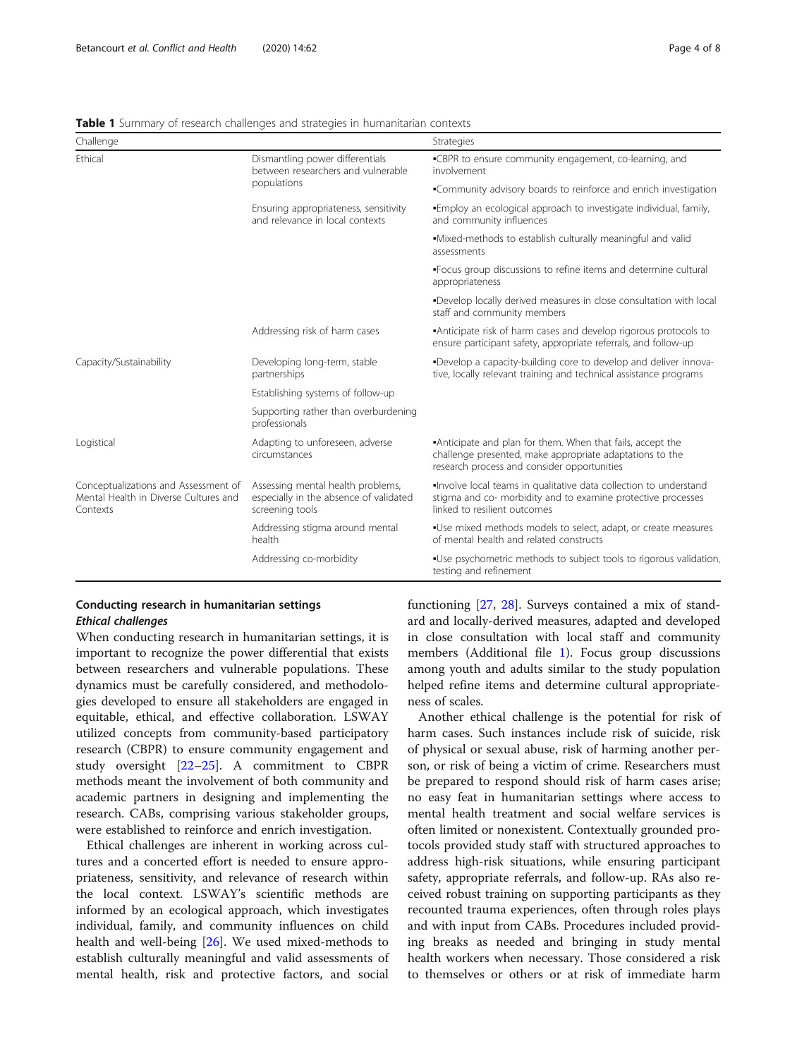**Table 1** Summary of research challenges and strategies in humanitarian contexts

| Challenge | | Strategies |
| --- | --- | --- |
| Ethical | Dismantling power differentials between researchers and vulnerable populations | ▪CBPR to ensure community engagement, co-learning, and involvement |
| | | ▪Community advisory boards to reinforce and enrich investigation |
| | Ensuring appropriateness, sensitivity and relevance in local contexts | ▪Employ an ecological approach to investigate individual, family, and community influences |
| | | ▪Mixed-methods to establish culturally meaningful and valid assessments |
| | | ▪Focus group discussions to refine items and determine cultural appropriateness |
| | | ▪Develop locally derived measures in close consultation with local staff and community members |
| | Addressing risk of harm cases | ▪Anticipate risk of harm cases and develop rigorous protocols to ensure participant safety, appropriate referrals, and follow-up |
| Capacity/Sustainability | Developing long-term, stable partnerships | ▪Develop a capacity-building core to develop and deliver innovative, locally relevant training and technical assistance programs |
| | Establishing systems of follow-up | |
| | Supporting rather than overburdening professionals | |
| Logistical | Adapting to unforeseen, adverse circumstances | ▪Anticipate and plan for them. When that fails, accept the challenge presented, make appropriate adaptations to the research process and consider opportunities |
| Conceptualizations and Assessment of Mental Health in Diverse Cultures and Contexts | Assessing mental health problems, especially in the absence of validated screening tools | ▪Involve local teams in qualitative data collection to understand stigma and co- morbidity and to examine protective processes linked to resilient outcomes |
| | Addressing stigma around mental health | ▪Use mixed methods models to select, adapt, or create measures of mental health and related constructs |
| | Addressing co-morbidity | ▪Use psychometric methods to subject tools to rigorous validation, testing and refinement |

## Conducting research in humanitarian settings

### *Ethical challenges*

When conducting research in humanitarian settings, it is important to recognize the power differential that exists between researchers and vulnerable populations. These dynamics must be carefully considered, and methodologies developed to ensure all stakeholders are engaged in equitable, ethical, and effective collaboration. LSWAY utilized concepts from community-based participatory research (CBPR) to ensure community engagement and study oversight [22–25]. A commitment to CBPR methods meant the involvement of both community and academic partners in designing and implementing the research. CABs, comprising various stakeholder groups, were established to reinforce and enrich investigation.

Ethical challenges are inherent in working across cultures and a concerted effort is needed to ensure appropriateness, sensitivity, and relevance of research within the local context. LSWAY's scientific methods are informed by an ecological approach, which investigates individual, family, and community influences on child health and well-being [26]. We used mixed-methods to establish culturally meaningful and valid assessments of mental health, risk and protective factors, and social functioning [27, 28]. Surveys contained a mix of standard and locally-derived measures, adapted and developed in close consultation with local staff and community members (Additional file 1). Focus group discussions among youth and adults similar to the study population helped refine items and determine cultural appropriateness of scales.

Another ethical challenge is the potential for risk of harm cases. Such instances include risk of suicide, risk of physical or sexual abuse, risk of harming another person, or risk of being a victim of crime. Researchers must be prepared to respond should risk of harm cases arise; no easy feat in humanitarian settings where access to mental health treatment and social welfare services is often limited or nonexistent. Contextually grounded protocols provided study staff with structured approaches to address high-risk situations, while ensuring participant safety, appropriate referrals, and follow-up. RAs also received robust training on supporting participants as they recounted trauma experiences, often through roles plays and with input from CABs. Procedures included providing breaks as needed and bringing in study mental health workers when necessary. Those considered a risk to themselves or others or at risk of immediate harm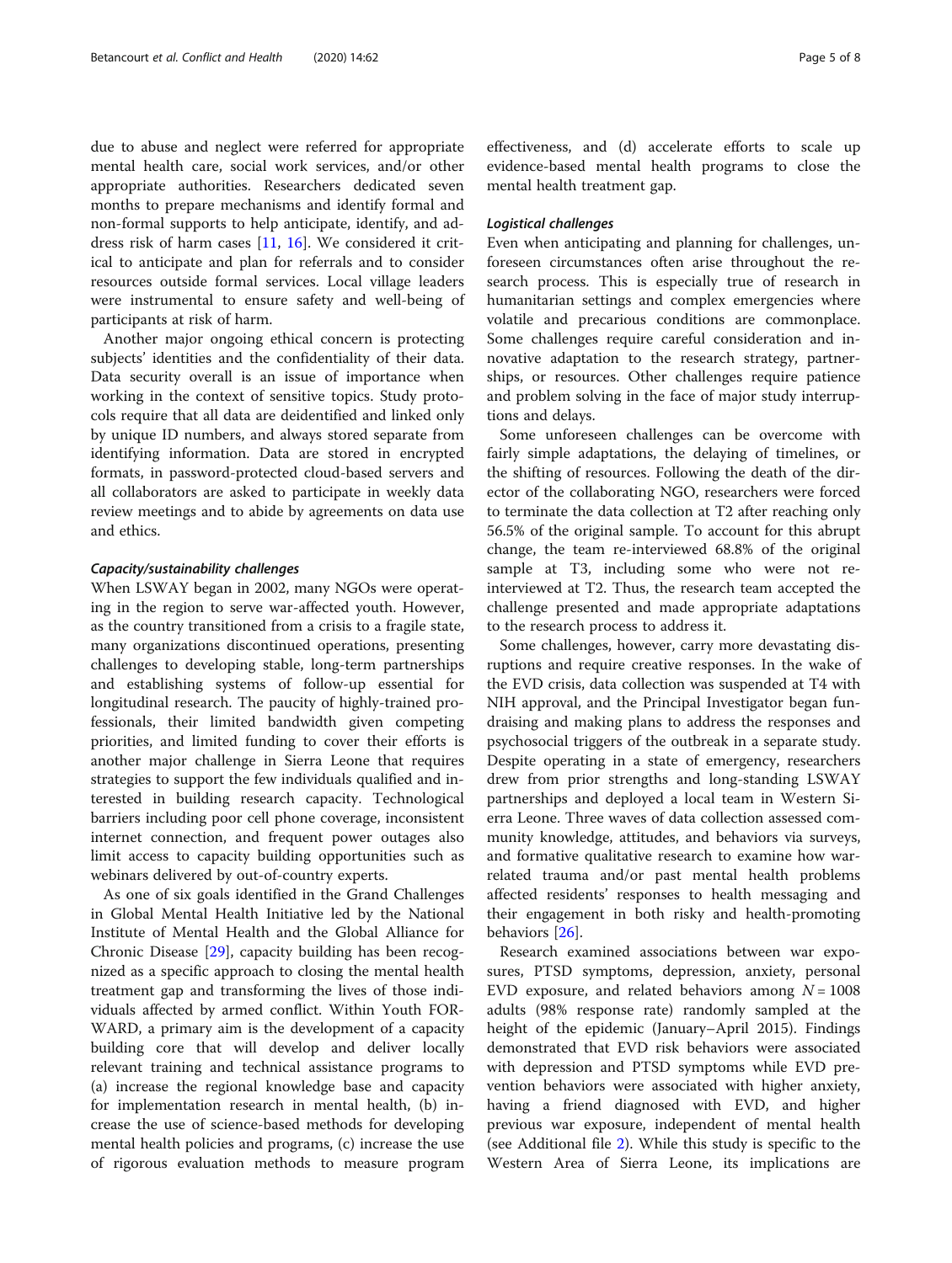due to abuse and neglect were referred for appropriate mental health care, social work services, and/or other appropriate authorities. Researchers dedicated seven months to prepare mechanisms and identify formal and non-formal supports to help anticipate, identify, and address risk of harm cases [11, 16]. We considered it critical to anticipate and plan for referrals and to consider resources outside formal services. Local village leaders were instrumental to ensure safety and well-being of participants at risk of harm.

Another major ongoing ethical concern is protecting subjects' identities and the confidentiality of their data. Data security overall is an issue of importance when working in the context of sensitive topics. Study protocols require that all data are deidentified and linked only by unique ID numbers, and always stored separate from identifying information. Data are stored in encrypted formats, in password-protected cloud-based servers and all collaborators are asked to participate in weekly data review meetings and to abide by agreements on data use and ethics.

#### *Capacity/sustainability challenges*

When LSWAY began in 2002, many NGOs were operating in the region to serve war-affected youth. However, as the country transitioned from a crisis to a fragile state, many organizations discontinued operations, presenting challenges to developing stable, long-term partnerships and establishing systems of follow-up essential for longitudinal research. The paucity of highly-trained professionals, their limited bandwidth given competing priorities, and limited funding to cover their efforts is another major challenge in Sierra Leone that requires strategies to support the few individuals qualified and interested in building research capacity. Technological barriers including poor cell phone coverage, inconsistent internet connection, and frequent power outages also limit access to capacity building opportunities such as webinars delivered by out-of-country experts.

As one of six goals identified in the Grand Challenges in Global Mental Health Initiative led by the National Institute of Mental Health and the Global Alliance for Chronic Disease [29], capacity building has been recognized as a specific approach to closing the mental health treatment gap and transforming the lives of those individuals affected by armed conflict. Within Youth FORWARD, a primary aim is the development of a capacity building core that will develop and deliver locally relevant training and technical assistance programs to (a) increase the regional knowledge base and capacity for implementation research in mental health, (b) increase the use of science-based methods for developing mental health policies and programs, (c) increase the use of rigorous evaluation methods to measure program effectiveness, and (d) accelerate efforts to scale up evidence-based mental health programs to close the mental health treatment gap.

#### *Logistical challenges*

Even when anticipating and planning for challenges, unforeseen circumstances often arise throughout the research process. This is especially true of research in humanitarian settings and complex emergencies where volatile and precarious conditions are commonplace. Some challenges require careful consideration and innovative adaptation to the research strategy, partnerships, or resources. Other challenges require patience and problem solving in the face of major study interruptions and delays.

Some unforeseen challenges can be overcome with fairly simple adaptations, the delaying of timelines, or the shifting of resources. Following the death of the director of the collaborating NGO, researchers were forced to terminate the data collection at T2 after reaching only 56.5% of the original sample. To account for this abrupt change, the team re-interviewed 68.8% of the original sample at T3, including some who were not re-interviewed at T2. Thus, the research team accepted the challenge presented and made appropriate adaptations to the research process to address it.

Some challenges, however, carry more devastating disruptions and require creative responses. In the wake of the EVD crisis, data collection was suspended at T4 with NIH approval, and the Principal Investigator began fundraising and making plans to address the responses and psychosocial triggers of the outbreak in a separate study. Despite operating in a state of emergency, researchers drew from prior strengths and long-standing LSWAY partnerships and deployed a local team in Western Sierra Leone. Three waves of data collection assessed community knowledge, attitudes, and behaviors via surveys, and formative qualitative research to examine how war-related trauma and/or past mental health problems affected residents' responses to health messaging and their engagement in both risky and health-promoting behaviors [26].

Research examined associations between war exposures, PTSD symptoms, depression, anxiety, personal EVD exposure, and related behaviors among $N = 1008$ adults (98% response rate) randomly sampled at the height of the epidemic (January–April 2015). Findings demonstrated that EVD risk behaviors were associated with depression and PTSD symptoms while EVD prevention behaviors were associated with higher anxiety, having a friend diagnosed with EVD, and higher previous war exposure, independent of mental health (see Additional file 2). While this study is specific to the Western Area of Sierra Leone, its implications are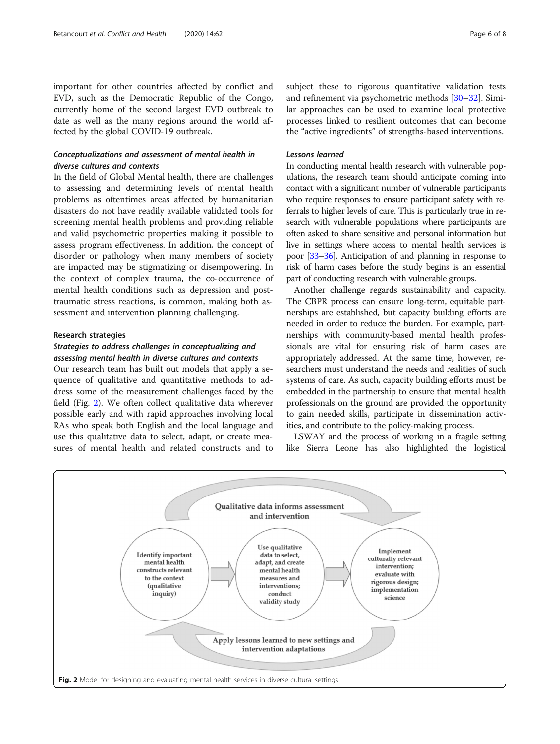important for other countries affected by conflict and EVD, such as the Democratic Republic of the Congo, currently home of the second largest EVD outbreak to date as well as the many regions around the world affected by the global COVID-19 outbreak.

### *Conceptualizations and assessment of mental health in diverse cultures and contexts*

In the field of Global Mental health, there are challenges to assessing and determining levels of mental health problems as oftentimes areas affected by humanitarian disasters do not have readily available validated tools for screening mental health problems and providing reliable and valid psychometric properties making it possible to assess program effectiveness. In addition, the concept of disorder or pathology when many members of society are impacted may be stigmatizing or disempowering. In the context of complex trauma, the co-occurrence of mental health conditions such as depression and post-traumatic stress reactions, is common, making both assessment and intervention planning challenging.

## Research strategies

### *Strategies to address challenges in conceptualizing and assessing mental health in diverse cultures and contexts*

Our research team has built out models that apply a sequence of qualitative and quantitative methods to address some of the measurement challenges faced by the field (Fig. 2). We often collect qualitative data wherever possible early and with rapid approaches involving local RAs who speak both English and the local language and use this qualitative data to select, adapt, or create measures of mental health and related constructs and to subject these to rigorous quantitative validation tests and refinement via psychometric methods [30–32]. Similar approaches can be used to examine local protective processes linked to resilient outcomes that can become the "active ingredients" of strengths-based interventions.

### *Lessons learned*

In conducting mental health research with vulnerable populations, the research team should anticipate coming into contact with a significant number of vulnerable participants who require responses to ensure participant safety with referrals to higher levels of care. This is particularly true in research with vulnerable populations where participants are often asked to share sensitive and personal information but live in settings where access to mental health services is poor [33–36]. Anticipation of and planning in response to risk of harm cases before the study begins is an essential part of conducting research with vulnerable groups.

Another challenge regards sustainability and capacity. The CBPR process can ensure long-term, equitable partnerships are established, but capacity building efforts are needed in order to reduce the burden. For example, partnerships with community-based mental health professionals are vital for ensuring risk of harm cases are appropriately addressed. At the same time, however, researchers must understand the needs and realities of such systems of care. As such, capacity building efforts must be embedded in the partnership to ensure that mental health professionals on the ground are provided the opportunity to gain needed skills, participate in dissemination activities, and contribute to the policy-making process.

LSWAY and the process of working in a fragile setting like Sierra Leone has also highlighted the logistical

Qualitative data informs assessment and intervention

Identify important mental health constructs relevant to the context (qualitative inquiry)

Use qualitative data to select, adapt, and create mental health measures and interventions; conduct validity study

Implement culturally relevant intervention; evaluate with rigorous design; implementation science

Apply lessons learned to new settings and intervention adaptations

**Fig. 2** Model for designing and evaluating mental health services in diverse cultural settings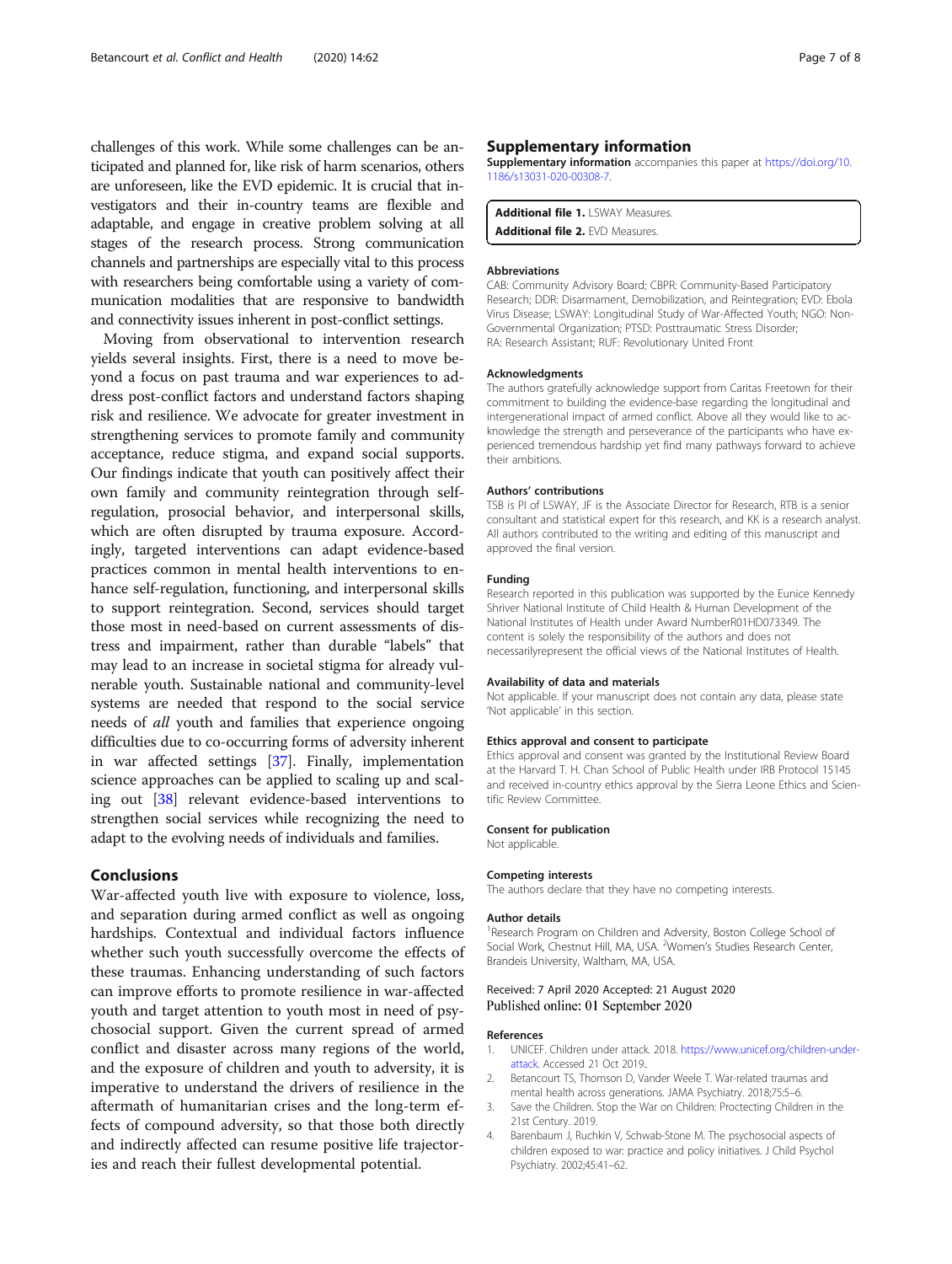challenges of this work. While some challenges can be anticipated and planned for, like risk of harm scenarios, others are unforeseen, like the EVD epidemic. It is crucial that investigators and their in-country teams are flexible and adaptable, and engage in creative problem solving at all stages of the research process. Strong communication channels and partnerships are especially vital to this process with researchers being comfortable using a variety of communication modalities that are responsive to bandwidth and connectivity issues inherent in post-conflict settings.

Moving from observational to intervention research yields several insights. First, there is a need to move beyond a focus on past trauma and war experiences to address post-conflict factors and understand factors shaping risk and resilience. We advocate for greater investment in strengthening services to promote family and community acceptance, reduce stigma, and expand social supports. Our findings indicate that youth can positively affect their own family and community reintegration through self-regulation, prosocial behavior, and interpersonal skills, which are often disrupted by trauma exposure. Accordingly, targeted interventions can adapt evidence-based practices common in mental health interventions to enhance self-regulation, functioning, and interpersonal skills to support reintegration. Second, services should target those most in need-based on current assessments of distress and impairment, rather than durable "labels" that may lead to an increase in societal stigma for already vulnerable youth. Sustainable national and community-level systems are needed that respond to the social service needs of *all* youth and families that experience ongoing difficulties due to co-occurring forms of adversity inherent in war affected settings [37]. Finally, implementation science approaches can be applied to scaling up and scaling out [38] relevant evidence-based interventions to strengthen social services while recognizing the need to adapt to the evolving needs of individuals and families.

## Conclusions

War-affected youth live with exposure to violence, loss, and separation during armed conflict as well as ongoing hardships. Contextual and individual factors influence whether such youth successfully overcome the effects of these traumas. Enhancing understanding of such factors can improve efforts to promote resilience in war-affected youth and target attention to youth most in need of psychosocial support. Given the current spread of armed conflict and disaster across many regions of the world, and the exposure of children and youth to adversity, it is imperative to understand the drivers of resilience in the aftermath of humanitarian crises and the long-term effects of compound adversity, so that those both directly and indirectly affected can resume positive life trajectories and reach their fullest developmental potential.

## Supplementary information

**Supplementary information** accompanies this paper at https://doi.org/10.1186/s13031-020-00308-7.

**Additional file 1.** LSWAY Measures.
**Additional file 2.** EVD Measures.

#### Abbreviations

CAB: Community Advisory Board; CBPR: Community-Based Participatory Research; DDR: Disarmament, Demobilization, and Reintegration; EVD: Ebola Virus Disease; LSWAY: Longitudinal Study of War-Affected Youth; NGO: Non-Governmental Organization; PTSD: Posttraumatic Stress Disorder; RA: Research Assistant; RUF: Revolutionary United Front

#### Acknowledgments

The authors gratefully acknowledge support from Caritas Freetown for their commitment to building the evidence-base regarding the longitudinal and intergenerational impact of armed conflict. Above all they would like to acknowledge the strength and perseverance of the participants who have experienced tremendous hardship yet find many pathways forward to achieve their ambitions.

#### Authors' contributions

TSB is PI of LSWAY, JF is the Associate Director for Research, RTB is a senior consultant and statistical expert for this research, and KK is a research analyst. All authors contributed to the writing and editing of this manuscript and approved the final version.

#### Funding

Research reported in this publication was supported by the Eunice Kennedy Shriver National Institute of Child Health & Human Development of the National Institutes of Health under Award NumberR01HD073349. The content is solely the responsibility of the authors and does not necessarilyrepresent the official views of the National Institutes of Health.

#### Availability of data and materials

Not applicable. If your manuscript does not contain any data, please state 'Not applicable' in this section.

#### Ethics approval and consent to participate

Ethics approval and consent was granted by the Institutional Review Board at the Harvard T. H. Chan School of Public Health under IRB Protocol 15145 and received in-country ethics approval by the Sierra Leone Ethics and Scientific Review Committee.

#### Consent for publication

Not applicable.

#### Competing interests

The authors declare that they have no competing interests.

#### Author details

[1]Research Program on Children and Adversity, Boston College School of Social Work, Chestnut Hill, MA, USA. [2]Women's Studies Research Center, Brandeis University, Waltham, MA, USA.

Received: 7 April 2020 Accepted: 21 August 2020
Published online: 01 September 2020

#### References

1. UNICEF. Children under attack. 2018. https://www.unicef.org/children-under-attack. Accessed 21 Oct 2019..
2. Betancourt TS, Thomson D, Vander Weele T. War-related traumas and mental health across generations. JAMA Psychiatry. 2018;75:5–6.
3. Save the Children. Stop the War on Children: Proctecting Children in the 21st Century. 2019.
4. Barenbaum J, Ruchkin V, Schwab-Stone M. The psychosocial aspects of children exposed to war: practice and policy initiatives. J Child Psychol Psychiatry. 2002;45:41–62.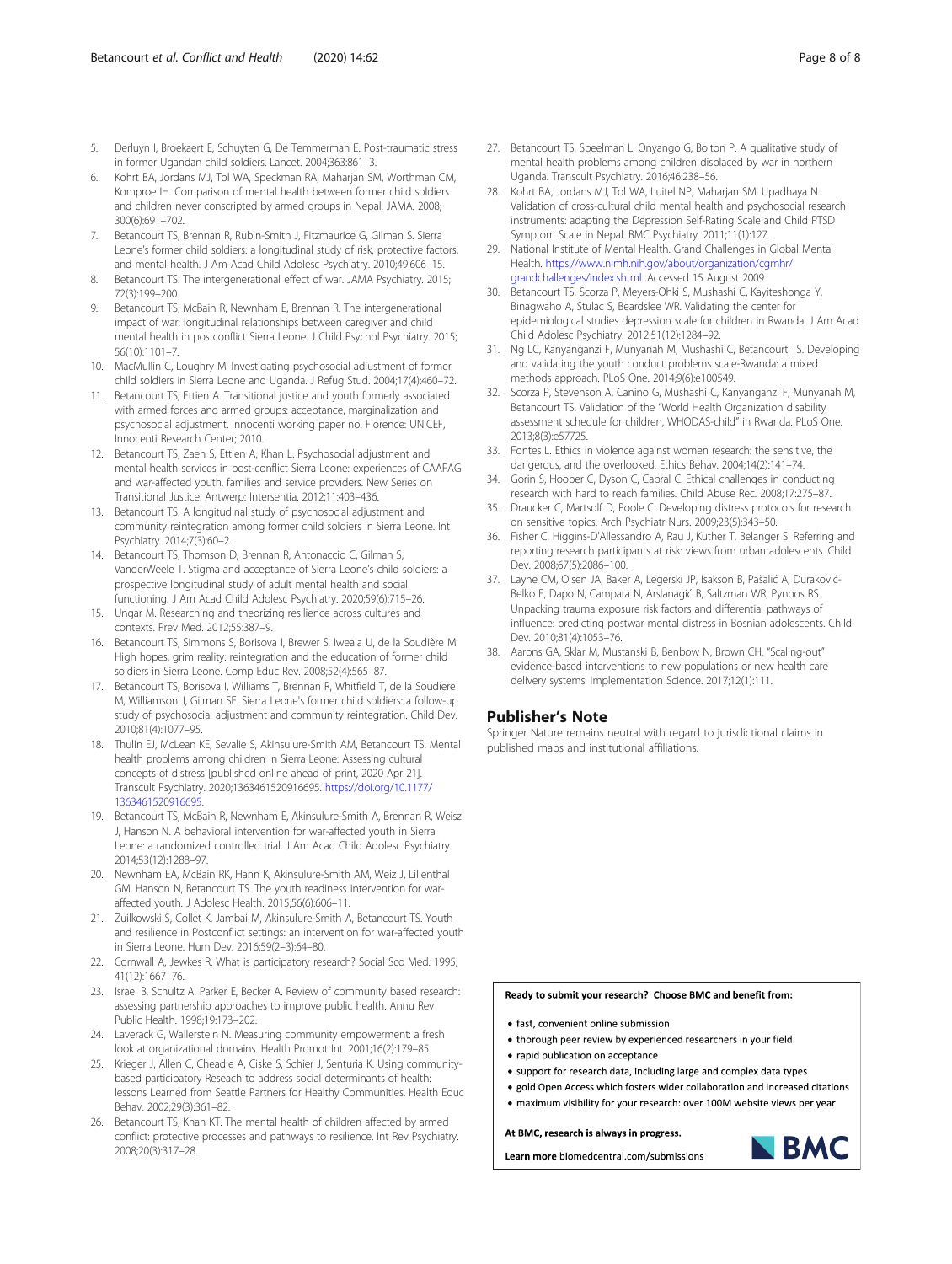5. Derluyn I, Broekaert E, Schuyten G, De Temmerman E. Post-traumatic stress in former Ugandan child soldiers. Lancet. 2004;363:861–3.
6. Kohrt BA, Jordans MJ, Tol WA, Speckman RA, Maharjan SM, Worthman CM, Komproe IH. Comparison of mental health between former child soldiers and children never conscripted by armed groups in Nepal. JAMA. 2008; 300(6):691–702.
7. Betancourt TS, Brennan R, Rubin-Smith J, Fitzmaurice G, Gilman S. Sierra Leone's former child soldiers: a longitudinal study of risk, protective factors, and mental health. J Am Acad Child Adolesc Psychiatry. 2010;49:606–15.
8. Betancourt TS. The intergenerational effect of war. JAMA Psychiatry. 2015; 72(3):199–200.
9. Betancourt TS, McBain R, Newnham E, Brennan R. The intergenerational impact of war: longitudinal relationships between caregiver and child mental health in postconflict Sierra Leone. J Child Psychol Psychiatry. 2015; 56(10):1101–7.
10. MacMullin C, Loughry M. Investigating psychosocial adjustment of former child soldiers in Sierra Leone and Uganda. J Refug Stud. 2004;17(4):460–72.
11. Betancourt TS, Ettien A. Transitional justice and youth formerly associated with armed forces and armed groups: acceptance, marginalization and psychosocial adjustment. Innocenti working paper no. Florence: UNICEF, Innocenti Research Center; 2010.
12. Betancourt TS, Zaeh S, Ettien A, Khan L. Psychosocial adjustment and mental health services in post-conflict Sierra Leone: experiences of CAAFAG and war-affected youth, families and service providers. New Series on Transitional Justice. Antwerp: Intersentia. 2012;11:403–436.
13. Betancourt TS. A longitudinal study of psychosocial adjustment and community reintegration among former child soldiers in Sierra Leone. Int Psychiatry. 2014;7(3):60–2.
14. Betancourt TS, Thomson D, Brennan R, Antonaccio C, Gilman S, VanderWeele T. Stigma and acceptance of Sierra Leone's child soldiers: a prospective longitudinal study of adult mental health and social functioning. J Am Acad Child Adolesc Psychiatry. 2020;59(6):715–26.
15. Ungar M. Researching and theorizing resilience across cultures and contexts. Prev Med. 2012;55:387–9.
16. Betancourt TS, Simmons S, Borisova I, Brewer S, Iweala U, de la Soudière M. High hopes, grim reality: reintegration and the education of former child soldiers in Sierra Leone. Comp Educ Rev. 2008;52(4):565–87.
17. Betancourt TS, Borisova I, Williams T, Brennan R, Whitfield T, de la Soudiere M, Williamson J, Gilman SE. Sierra Leone's former child soldiers: a follow-up study of psychosocial adjustment and community reintegration. Child Dev. 2010;81(4):1077–95.
18. Thulin EJ, McLean KE, Sevalie S, Akinsulure-Smith AM, Betancourt TS. Mental health problems among children in Sierra Leone: Assessing cultural concepts of distress [published online ahead of print, 2020 Apr 21]. Transcult Psychiatry. 2020;1363461520916695. https://doi.org/10.1177/1363461520916695.
19. Betancourt TS, McBain R, Newnham E, Akinsulure-Smith A, Brennan R, Weisz J, Hanson N. A behavioral intervention for war-affected youth in Sierra Leone: a randomized controlled trial. J Am Acad Child Adolesc Psychiatry. 2014;53(12):1288–97.
20. Newnham EA, McBain RK, Hann K, Akinsulure-Smith AM, Weiz J, Lilienthal GM, Hanson N, Betancourt TS. The youth readiness intervention for war-affected youth. J Adolesc Health. 2015;56(6):606–11.
21. Zuilkowski S, Collet K, Jambai M, Akinsulure-Smith A, Betancourt TS. Youth and resilience in Postconflict settings: an intervention for war-affected youth in Sierra Leone. Hum Dev. 2016;59(2–3):64–80.
22. Cornwall A, Jewkes R. What is participatory research? Social Sco Med. 1995; 41(12):1667–76.
23. Israel B, Schultz A, Parker E, Becker A. Review of community based research: assessing partnership approaches to improve public health. Annu Rev Public Health. 1998;19:173–202.
24. Laverack G, Wallerstein N. Measuring community empowerment: a fresh look at organizational domains. Health Promot Int. 2001;16(2):179–85.
25. Krieger J, Allen C, Cheadle A, Ciske S, Schier J, Senturia K. Using community-based participatory Reseach to address social determinants of health: lessons Learned from Seattle Partners for Healthy Communities. Health Educ Behav. 2002;29(3):361–82.
26. Betancourt TS, Khan KT. The mental health of children affected by armed conflict: protective processes and pathways to resilience. Int Rev Psychiatry. 2008;20(3):317–28.
27. Betancourt TS, Speelman L, Onyango G, Bolton P. A qualitative study of mental health problems among children displaced by war in northern Uganda. Transcult Psychiatry. 2016;46:238–56.
28. Kohrt BA, Jordans MJ, Tol WA, Luitel NP, Maharjan SM, Upadhaya N. Validation of cross-cultural child mental health and psychosocial research instruments: adapting the Depression Self-Rating Scale and Child PTSD Symptom Scale in Nepal. BMC Psychiatry. 2011;11(1):127.
29. National Institute of Mental Health. Grand Challenges in Global Mental Health. https://www.nimh.nih.gov/about/organization/cgmhr/grandchallenges/index.shtml. Accessed 15 August 2009.
30. Betancourt TS, Scorza P, Meyers-Ohki S, Mushashi C, Kayiteshonga Y, Binagwaho A, Stulac S, Beardslee WR. Validating the center for epidemiological studies depression scale for children in Rwanda. J Am Acad Child Adolesc Psychiatry. 2012;51(12):1284–92.
31. Ng LC, Kanyanganzi F, Munyanah M, Mushashi C, Betancourt TS. Developing and validating the youth conduct problems scale-Rwanda: a mixed methods approach. PLoS One. 2014;9(6):e100549.
32. Scorza P, Stevenson A, Canino G, Mushashi C, Kanyanganzi F, Munyanah M, Betancourt TS. Validation of the "World Health Organization disability assessment schedule for children, WHODAS-child" in Rwanda. PLoS One. 2013;8(3):e57725.
33. Fontes L. Ethics in violence against women research: the sensitive, the dangerous, and the overlooked. Ethics Behav. 2004;14(2):141–74.
34. Gorin S, Hooper C, Dyson C, Cabral C. Ethical challenges in conducting research with hard to reach families. Child Abuse Rec. 2008;17:275–87.
35. Draucker C, Martsolf D, Poole C. Developing distress protocols for research on sensitive topics. Arch Psychiatr Nurs. 2009;23(5):343–50.
36. Fisher C, Higgins-D'Allessandro A, Rau J, Kuther T, Belanger S. Referring and reporting research participants at risk: views from urban adolescents. Child Dev. 2008;67(5):2086–100.
37. Layne CM, Olsen JA, Baker A, Legerski JP, Isakson B, Pašalić A, Duraković-Belko E, Dapo N, Campara N, Arslanagić B, Saltzman WR, Pynoos RS. Unpacking trauma exposure risk factors and differential pathways of influence: predicting postwar mental distress in Bosnian adolescents. Child Dev. 2010;81(4):1053–76.
38. Aarons GA, Sklar M, Mustanski B, Benbow N, Brown CH. "Scaling-out" evidence-based interventions to new populations or new health care delivery systems. Implementation Science. 2017;12(1):111.

## Publisher's Note

Springer Nature remains neutral with regard to jurisdictional claims in published maps and institutional affiliations.

**Ready to submit your research? Choose BMC and benefit from:**

- fast, convenient online submission
- thorough peer review by experienced researchers in your field
- rapid publication on acceptance
- support for research data, including large and complex data types
- gold Open Access which fosters wider collaboration and increased citations
- maximum visibility for your research: over 100M website views per year

**At BMC, research is always in progress.**

**Learn more** biomedcentral.com/submissions

BMC